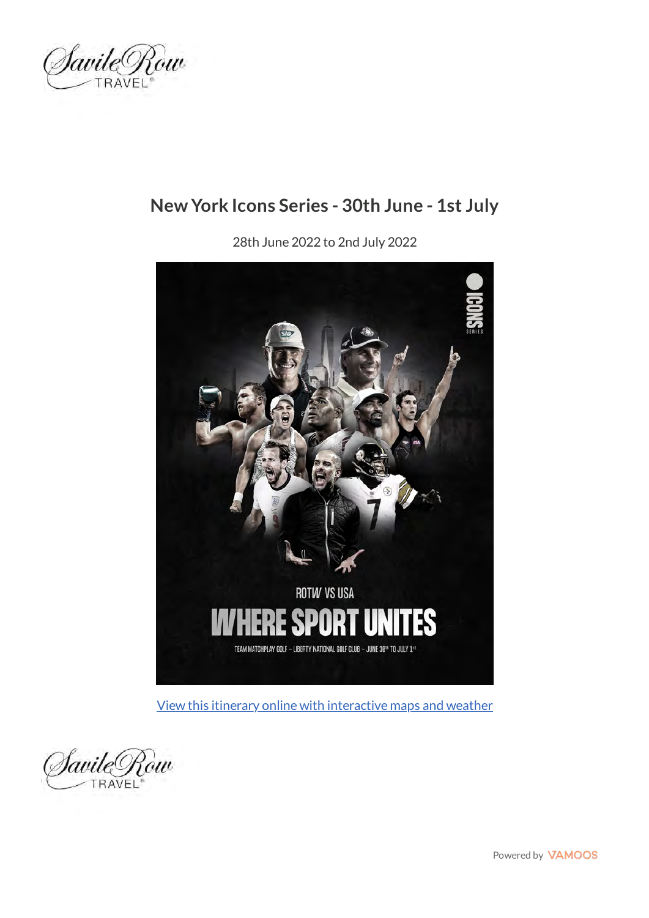# New York Icons Series - 30th June - 1st July

28th June 2022 to 2nd July 2022

View this itinerary online with interactive maps and weather

Powered by VAMOOS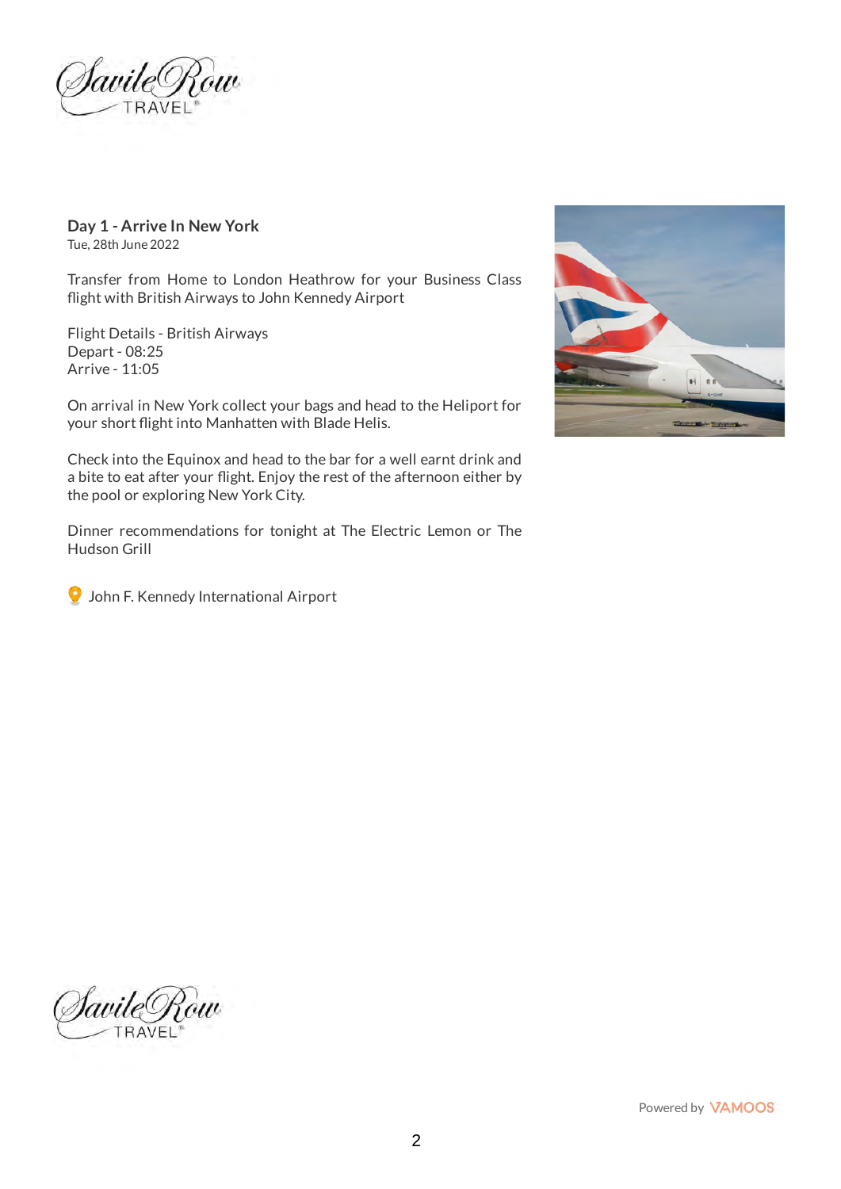## Day 1 - Arrive In New York

Tue, 28th June 2022

Transfer from Home to London Heathrow for your Business Class flight with British Airways to John Kennedy Airport

Flight Details - British Airways
Depart - 08:25
Arrive - 11:05

On arrival in New York collect your bags and head to the Heliport for your short flight into Manhatten with Blade Helis.

Check into the Equinox and head to the bar for a well earnt drink and a bite to eat after your flight. Enjoy the rest of the afternoon either by the pool or exploring New York City.

Dinner recommendations for tonight at The Electric Lemon or The Hudson Grill

John F. Kennedy International Airport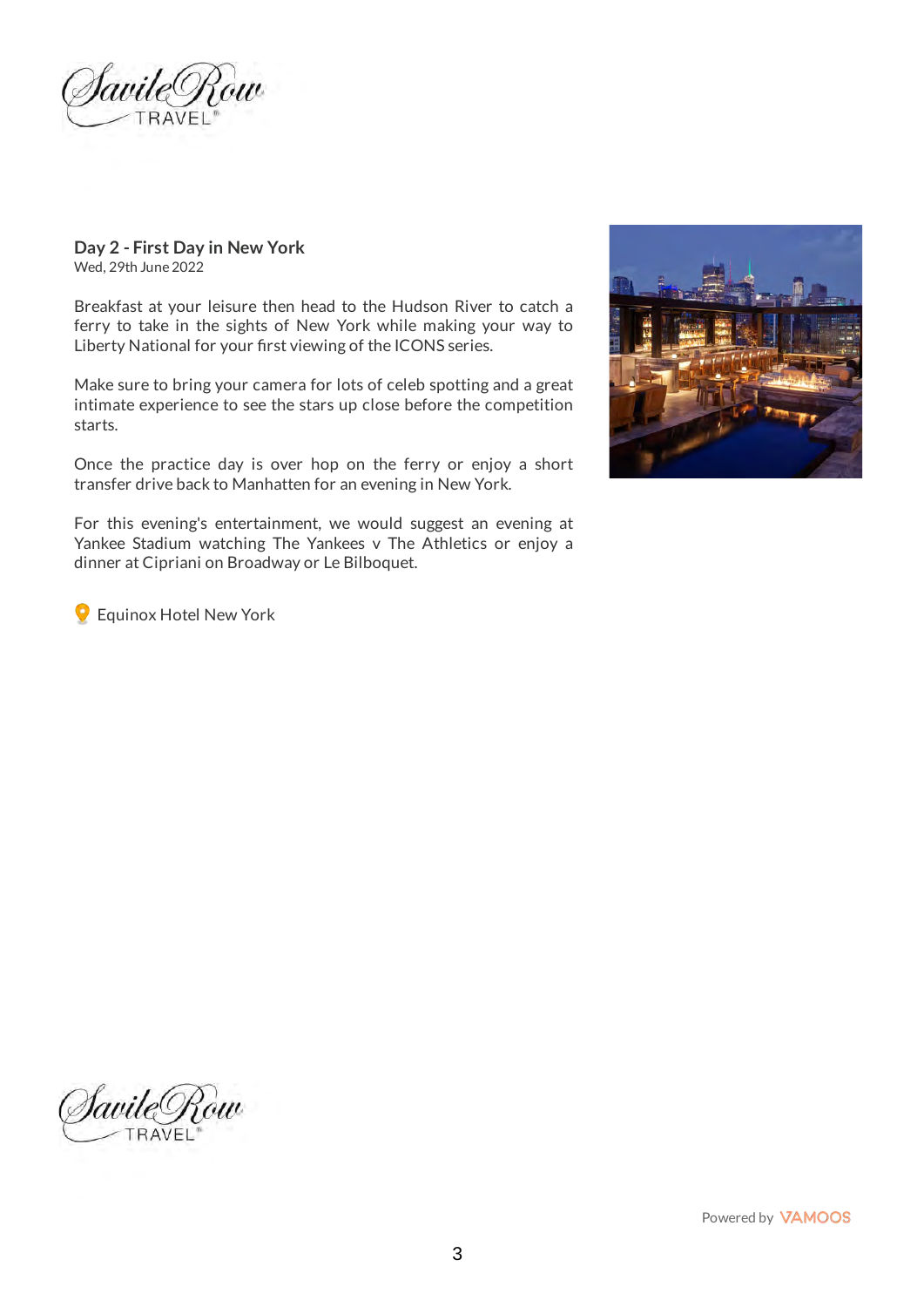## Day 2 - First Day in New York

Wed, 29th June 2022

Breakfast at your leisure then head to the Hudson River to catch a ferry to take in the sights of New York while making your way to Liberty National for your first viewing of the ICONS series.

Make sure to bring your camera for lots of celeb spotting and a great intimate experience to see the stars up close before the competition starts.

Once the practice day is over hop on the ferry or enjoy a short transfer drive back to Manhatten for an evening in New York.

For this evening's entertainment, we would suggest an evening at Yankee Stadium watching The Yankees v The Athletics or enjoy a dinner at Cipriani on Broadway or Le Bilboquet.

Equinox Hotel New York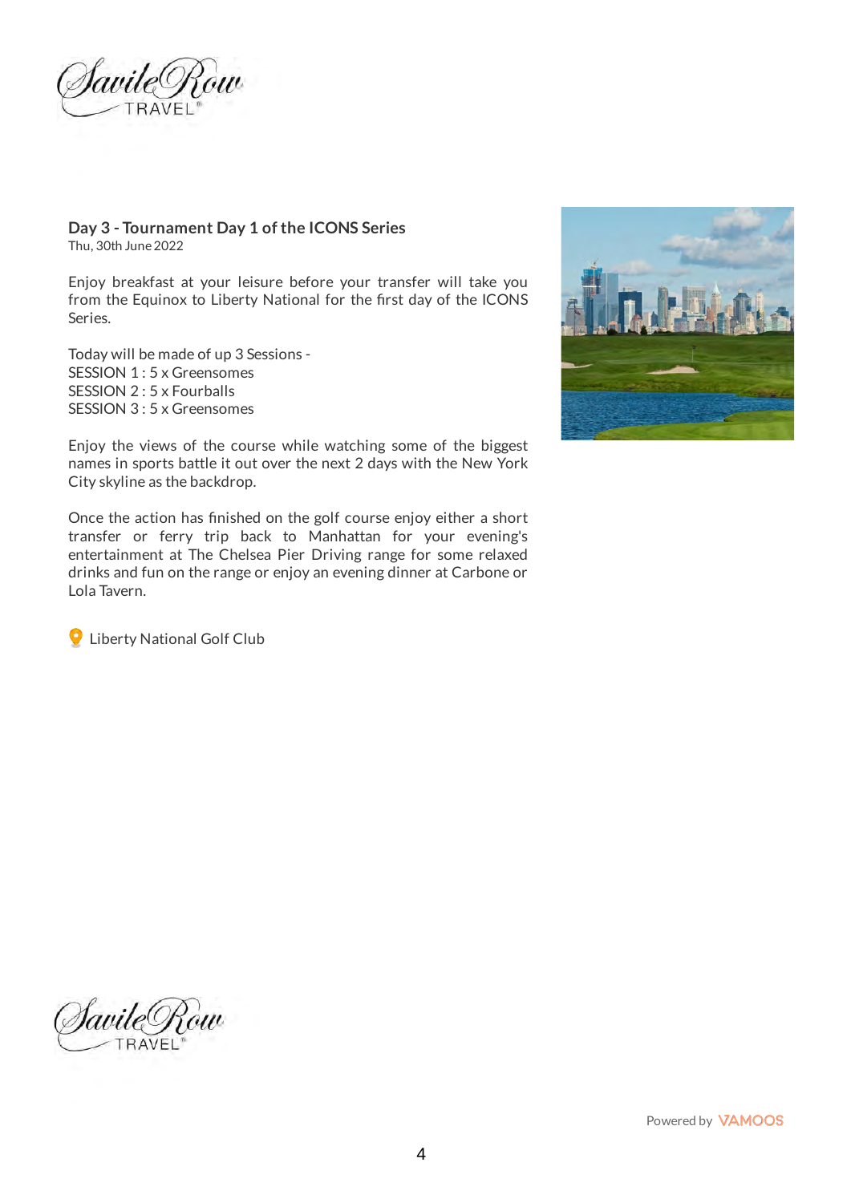## Day 3 - Tournament Day 1 of the ICONS Series

Thu, 30th June 2022

Enjoy breakfast at your leisure before your transfer will take you from the Equinox to Liberty National for the first day of the ICONS Series.

Today will be made of up 3 Sessions -
SESSION 1 : 5 x Greensomes
SESSION 2 : 5 x Fourballs
SESSION 3 : 5 x Greensomes

Enjoy the views of the course while watching some of the biggest names in sports battle it out over the next 2 days with the New York City skyline as the backdrop.

Once the action has finished on the golf course enjoy either a short transfer or ferry trip back to Manhattan for your evening's entertainment at The Chelsea Pier Driving range for some relaxed drinks and fun on the range or enjoy an evening dinner at Carbone or Lola Tavern.

Liberty National Golf Club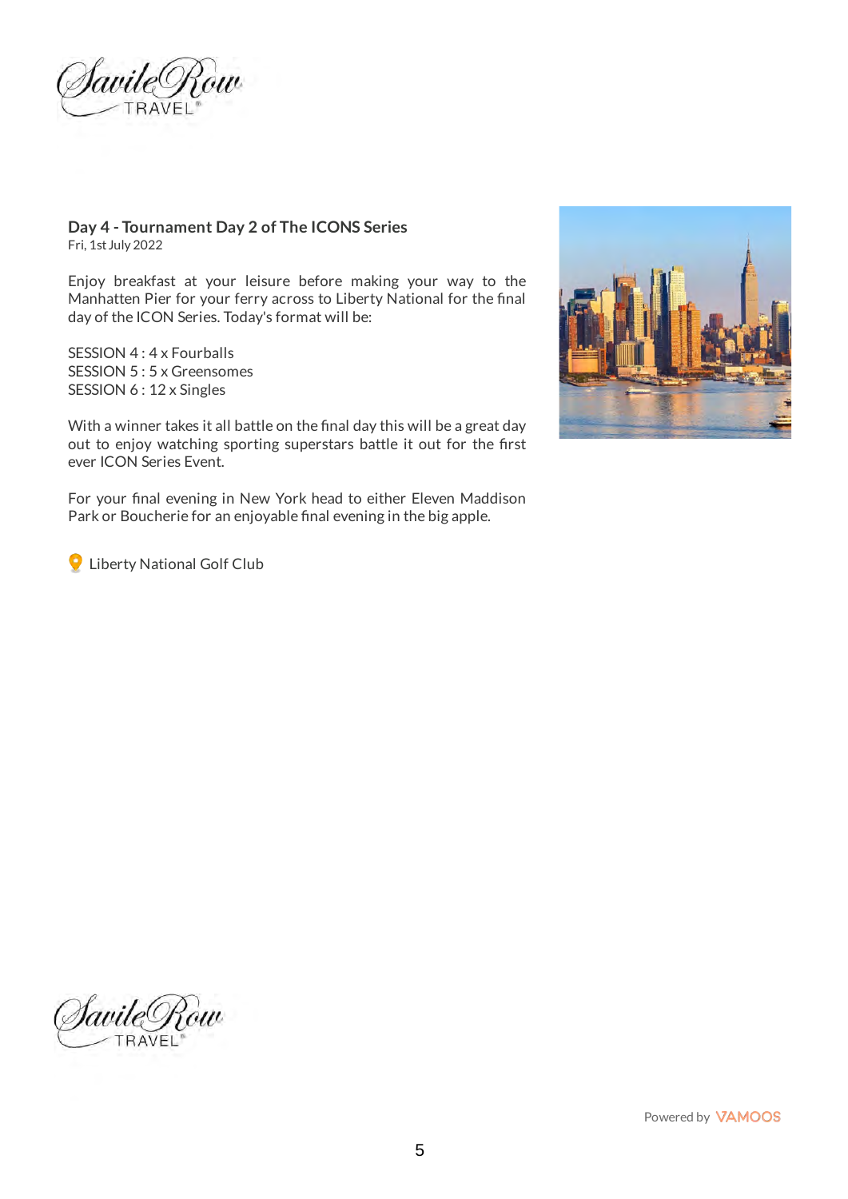### Day 4 - Tournament Day 2 of The ICONS Series

Fri, 1st July 2022

Enjoy breakfast at your leisure before making your way to the Manhatten Pier for your ferry across to Liberty National for the final day of the ICON Series. Today's format will be:

SESSION 4 : 4 x Fourballs
SESSION 5 : 5 x Greensomes
SESSION 6 : 12 x Singles

With a winner takes it all battle on the final day this will be a great day out to enjoy watching sporting superstars battle it out for the first ever ICON Series Event.

For your final evening in New York head to either Eleven Maddison Park or Boucherie for an enjoyable final evening in the big apple.

Liberty National Golf Club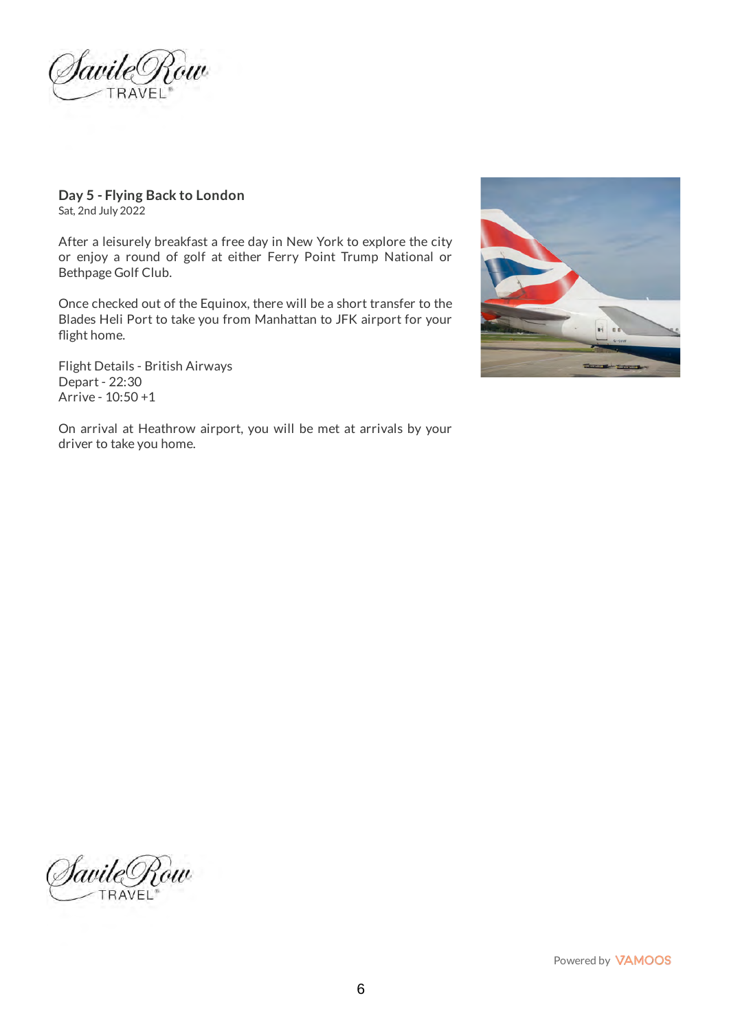## Day 5 - Flying Back to London

Sat, 2nd July 2022

After a leisurely breakfast a free day in New York to explore the city or enjoy a round of golf at either Ferry Point Trump National or Bethpage Golf Club.

Once checked out of the Equinox, there will be a short transfer to the Blades Heli Port to take you from Manhattan to JFK airport for your flight home.

Flight Details - British Airways
Depart - 22:30
Arrive - 10:50 +1

On arrival at Heathrow airport, you will be met at arrivals by your driver to take you home.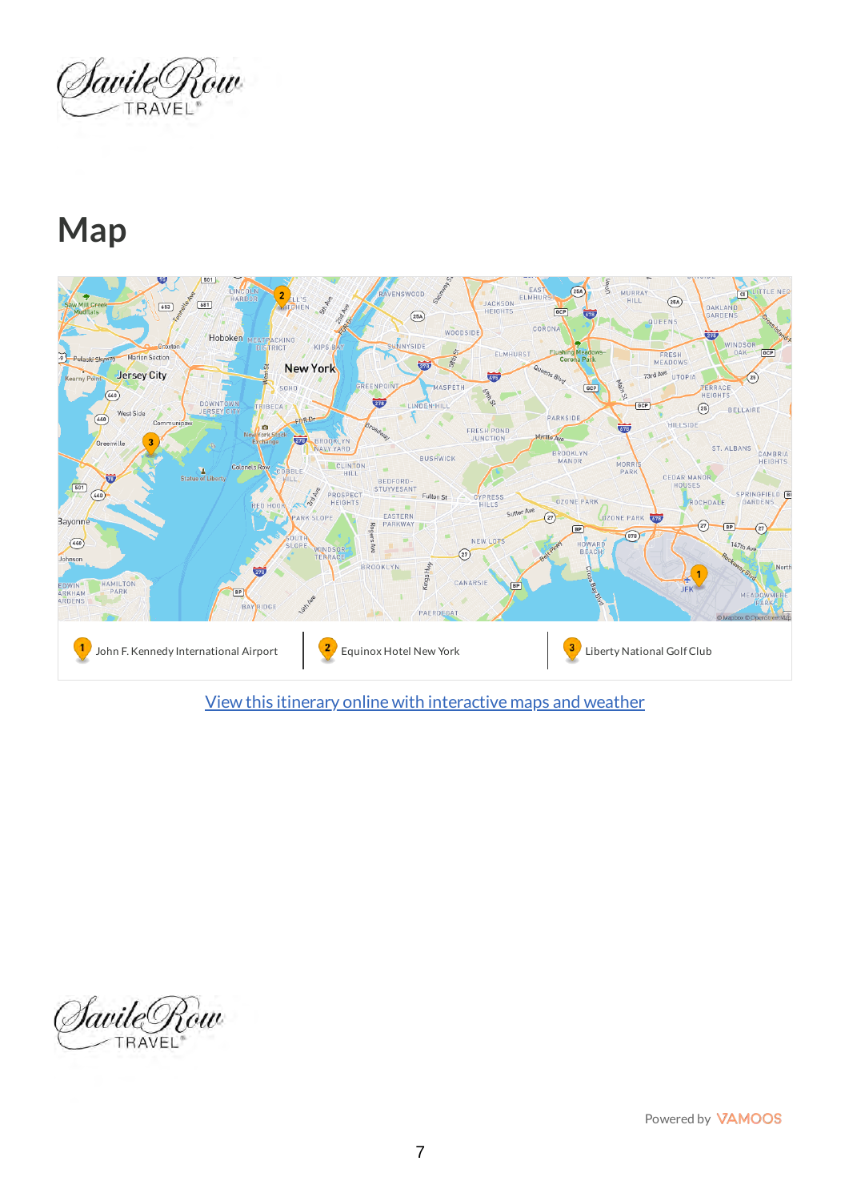# Map

1. John F. Kennedy International Airport
2. Equinox Hotel New York
3. Liberty National Golf Club

[View this itinerary online with interactive maps and weather]

Powered by VAMOOS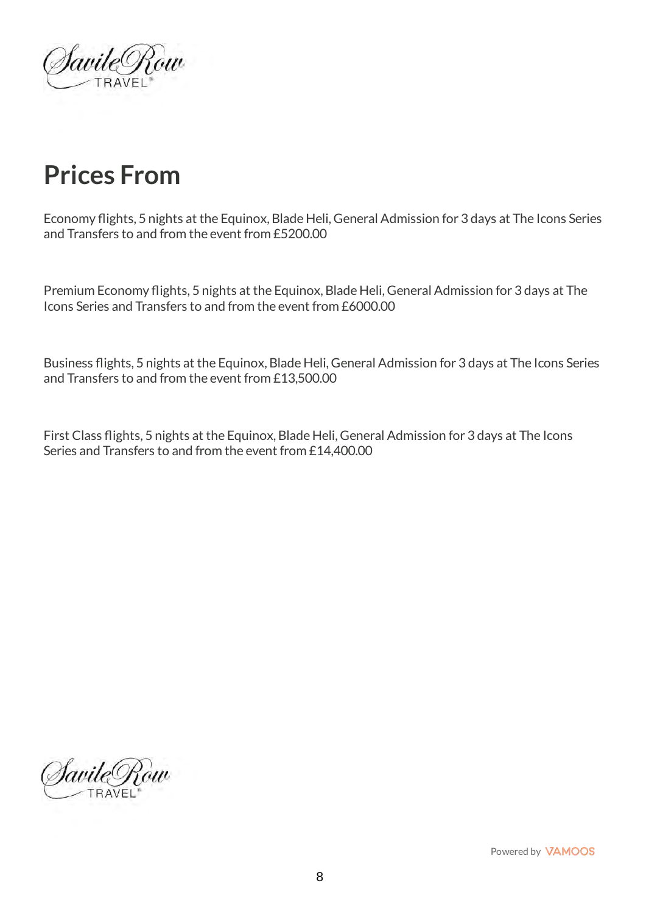# Prices From

Economy flights, 5 nights at the Equinox, Blade Heli, General Admission for 3 days at The Icons Series and Transfers to and from the event from £5200.00

Premium Economy flights, 5 nights at the Equinox, Blade Heli, General Admission for 3 days at The Icons Series and Transfers to and from the event from £6000.00

Business flights, 5 nights at the Equinox, Blade Heli, General Admission for 3 days at The Icons Series and Transfers to and from the event from £13,500.00

First Class flights, 5 nights at the Equinox, Blade Heli, General Admission for 3 days at The Icons Series and Transfers to and from the event from £14,400.00